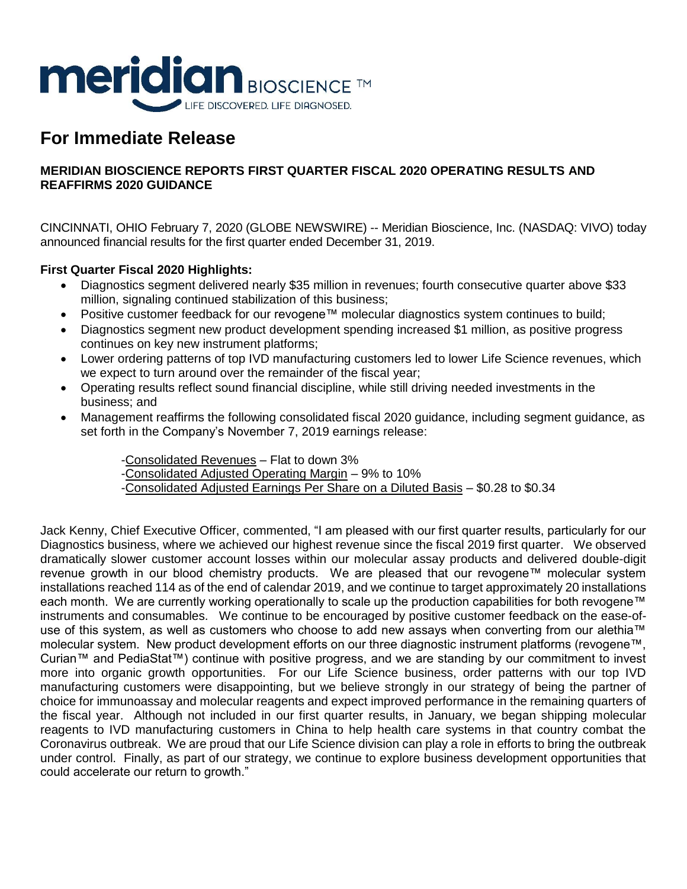# For Immediate Release

**MERIDIAN BIOSCIENCE REPORTS FIRST QUARTER FISCAL 2020 OPERATING RESULTS AND REAFFIRMS 2020 GUIDANCE**

CINCINNATI, OHIO February 7, 2020 (GLOBE NEWSWIRE) -- Meridian Bioscience, Inc. (NASDAQ: VIVO) today announced financial results for the first quarter ended December 31, 2019.

**First Quarter Fiscal 2020 Highlights:**

- Diagnostics segment delivered nearly $35 million in revenues; fourth consecutive quarter above $33 million, signaling continued stabilization of this business;
- Positive customer feedback for our revogene™ molecular diagnostics system continues to build;
- Diagnostics segment new product development spending increased $1 million, as positive progress continues on key new instrument platforms;
- Lower ordering patterns of top IVD manufacturing customers led to lower Life Science revenues, which we expect to turn around over the remainder of the fiscal year;
- Operating results reflect sound financial discipline, while still driving needed investments in the business; and
- Management reaffirms the following consolidated fiscal 2020 guidance, including segment guidance, as set forth in the Company's November 7, 2019 earnings release:

  -Consolidated Revenues – Flat to down 3%
  -Consolidated Adjusted Operating Margin – 9% to 10%
  -Consolidated Adjusted Earnings Per Share on a Diluted Basis – $0.28 to $0.34

Jack Kenny, Chief Executive Officer, commented, "I am pleased with our first quarter results, particularly for our Diagnostics business, where we achieved our highest revenue since the fiscal 2019 first quarter. We observed dramatically slower customer account losses within our molecular assay products and delivered double-digit revenue growth in our blood chemistry products. We are pleased that our revogene™ molecular system installations reached 114 as of the end of calendar 2019, and we continue to target approximately 20 installations each month. We are currently working operationally to scale up the production capabilities for both revogene™ instruments and consumables. We continue to be encouraged by positive customer feedback on the ease-of-use of this system, as well as customers who choose to add new assays when converting from our alethia™ molecular system. New product development efforts on our three diagnostic instrument platforms (revogene™, Curian™ and PediaStat™) continue with positive progress, and we are standing by our commitment to invest more into organic growth opportunities. For our Life Science business, order patterns with our top IVD manufacturing customers were disappointing, but we believe strongly in our strategy of being the partner of choice for immunoassay and molecular reagents and expect improved performance in the remaining quarters of the fiscal year. Although not included in our first quarter results, in January, we began shipping molecular reagents to IVD manufacturing customers in China to help health care systems in that country combat the Coronavirus outbreak. We are proud that our Life Science division can play a role in efforts to bring the outbreak under control. Finally, as part of our strategy, we continue to explore business development opportunities that could accelerate our return to growth."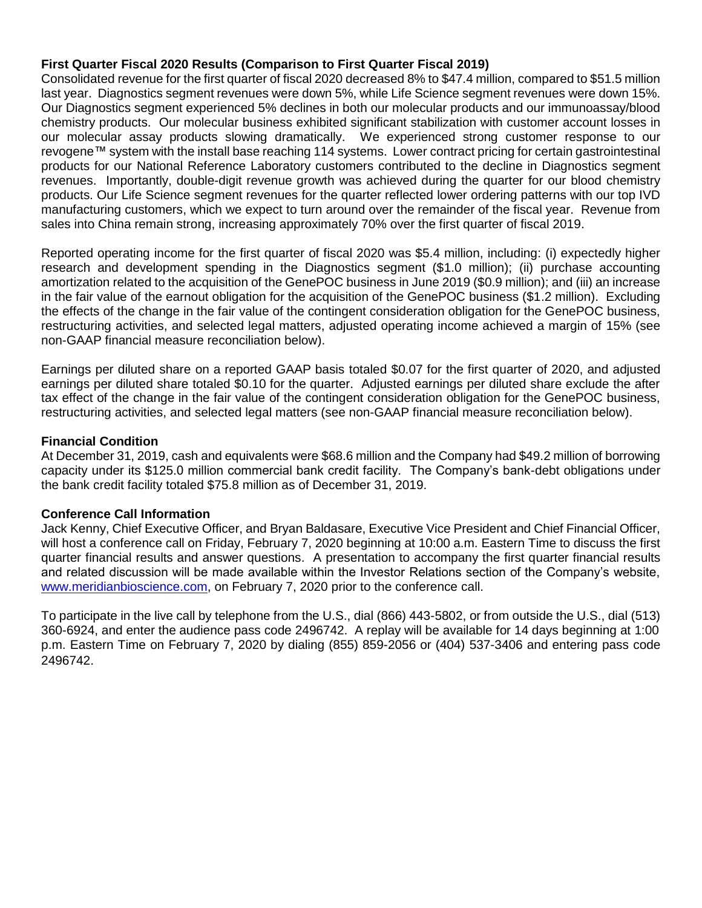**First Quarter Fiscal 2020 Results (Comparison to First Quarter Fiscal 2019)**

Consolidated revenue for the first quarter of fiscal 2020 decreased 8% to $47.4 million, compared to $51.5 million last year. Diagnostics segment revenues were down 5%, while Life Science segment revenues were down 15%. Our Diagnostics segment experienced 5% declines in both our molecular products and our immunoassay/blood chemistry products. Our molecular business exhibited significant stabilization with customer account losses in our molecular assay products slowing dramatically. We experienced strong customer response to our revogene™ system with the install base reaching 114 systems. Lower contract pricing for certain gastrointestinal products for our National Reference Laboratory customers contributed to the decline in Diagnostics segment revenues. Importantly, double-digit revenue growth was achieved during the quarter for our blood chemistry products. Our Life Science segment revenues for the quarter reflected lower ordering patterns with our top IVD manufacturing customers, which we expect to turn around over the remainder of the fiscal year. Revenue from sales into China remain strong, increasing approximately 70% over the first quarter of fiscal 2019.

Reported operating income for the first quarter of fiscal 2020 was $5.4 million, including: (i) expectedly higher research and development spending in the Diagnostics segment ($1.0 million); (ii) purchase accounting amortization related to the acquisition of the GenePOC business in June 2019 ($0.9 million); and (iii) an increase in the fair value of the earnout obligation for the acquisition of the GenePOC business ($1.2 million). Excluding the effects of the change in the fair value of the contingent consideration obligation for the GenePOC business, restructuring activities, and selected legal matters, adjusted operating income achieved a margin of 15% (see non-GAAP financial measure reconciliation below).

Earnings per diluted share on a reported GAAP basis totaled $0.07 for the first quarter of 2020, and adjusted earnings per diluted share totaled $0.10 for the quarter. Adjusted earnings per diluted share exclude the after tax effect of the change in the fair value of the contingent consideration obligation for the GenePOC business, restructuring activities, and selected legal matters (see non-GAAP financial measure reconciliation below).

**Financial Condition**

At December 31, 2019, cash and equivalents were $68.6 million and the Company had $49.2 million of borrowing capacity under its $125.0 million commercial bank credit facility. The Company's bank-debt obligations under the bank credit facility totaled $75.8 million as of December 31, 2019.

**Conference Call Information**

Jack Kenny, Chief Executive Officer, and Bryan Baldasare, Executive Vice President and Chief Financial Officer, will host a conference call on Friday, February 7, 2020 beginning at 10:00 a.m. Eastern Time to discuss the first quarter financial results and answer questions. A presentation to accompany the first quarter financial results and related discussion will be made available within the Investor Relations section of the Company's website, [www.meridianbioscience.com](http://www.meridianbioscience.com), on February 7, 2020 prior to the conference call.

To participate in the live call by telephone from the U.S., dial (866) 443-5802, or from outside the U.S., dial (513) 360-6924, and enter the audience pass code 2496742. A replay will be available for 14 days beginning at 1:00 p.m. Eastern Time on February 7, 2020 by dialing (855) 859-2056 or (404) 537-3406 and entering pass code 2496742.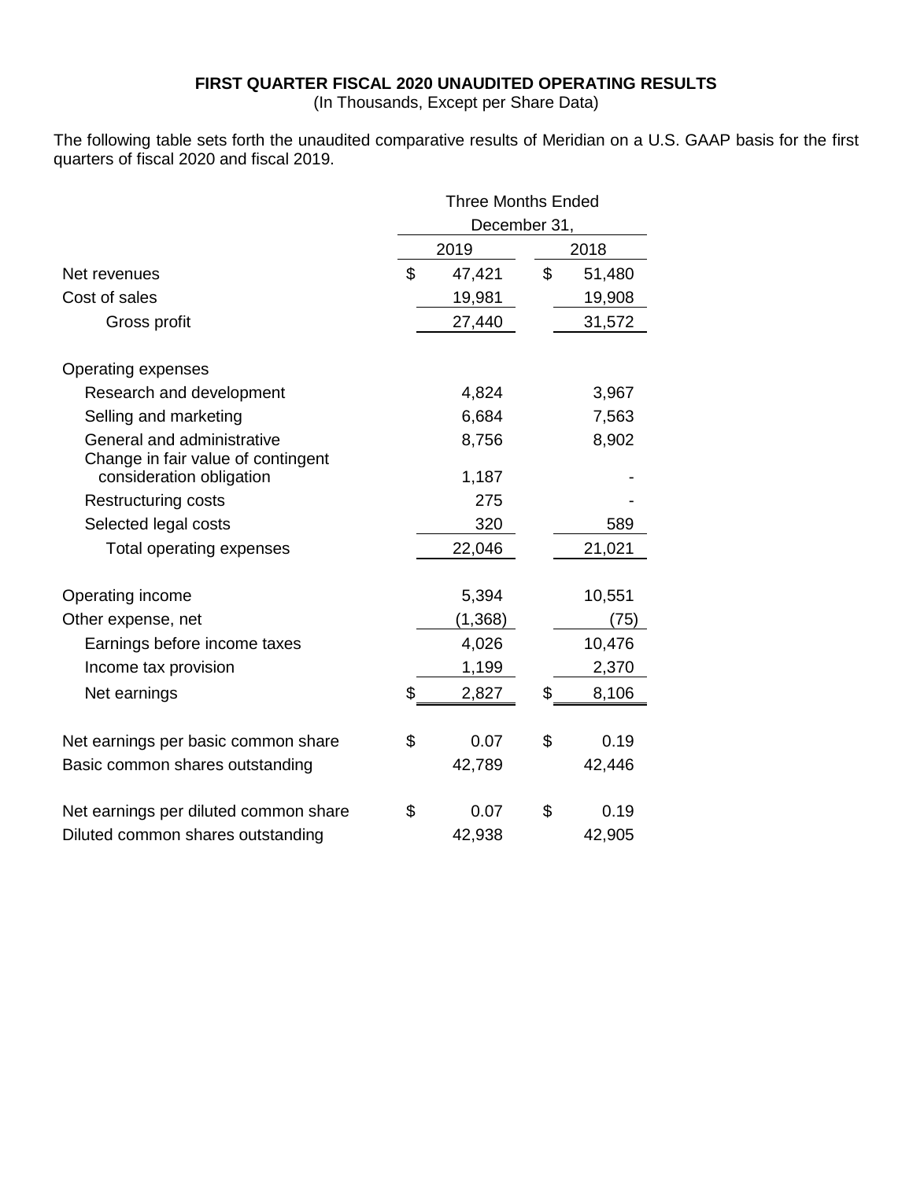**FIRST QUARTER FISCAL 2020 UNAUDITED OPERATING RESULTS**

(In Thousands, Except per Share Data)

The following table sets forth the unaudited comparative results of Meridian on a U.S. GAAP basis for the first quarters of fiscal 2020 and fiscal 2019.

| | Three Months Ended December 31, | |
|---|---|---|
| | 2019 | 2018 |
| Net revenues | $ 47,421 | $ 51,480 |
| Cost of sales | 19,981 | 19,908 |
| Gross profit | 27,440 | 31,572 |
| | | |
| Operating expenses | | |
| Research and development | 4,824 | 3,967 |
| Selling and marketing | 6,684 | 7,563 |
| General and administrative | 8,756 | 8,902 |
| Change in fair value of contingent consideration obligation | 1,187 | - |
| Restructuring costs | 275 | - |
| Selected legal costs | 320 | 589 |
| Total operating expenses | 22,046 | 21,021 |
| | | |
| Operating income | 5,394 | 10,551 |
| Other expense, net | (1,368) | (75) |
| Earnings before income taxes | 4,026 | 10,476 |
| Income tax provision | 1,199 | 2,370 |
| Net earnings | $ 2,827 | $ 8,106 |
| | | |
| Net earnings per basic common share | $ 0.07 | $ 0.19 |
| Basic common shares outstanding | 42,789 | 42,446 |
| | | |
| Net earnings per diluted common share | $ 0.07 | $ 0.19 |
| Diluted common shares outstanding | 42,938 | 42,905 |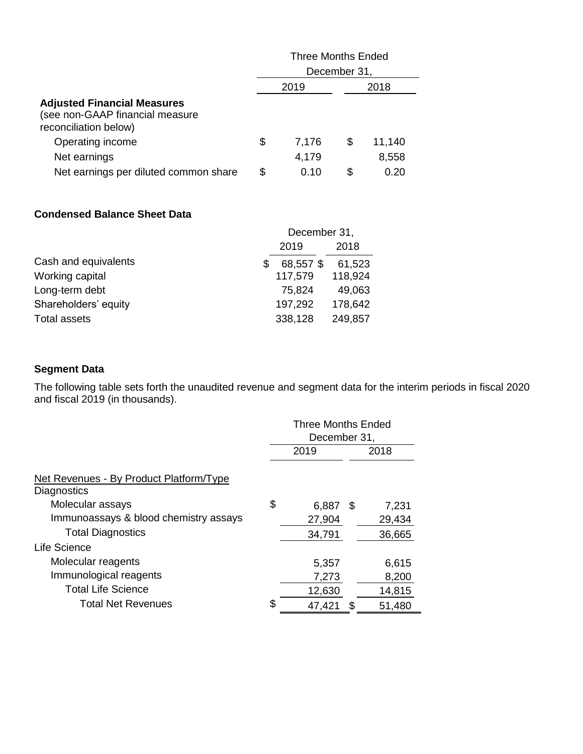| | Three Months Ended December 31, | |
|---|---|---|
| | 2019 | 2018 |
| **Adjusted Financial Measures** (see non-GAAP financial measure reconciliation below) | | |
| Operating income | $ 7,176 | $ 11,140 |
| Net earnings | 4,179 | 8,558 |
| Net earnings per diluted common share | $ 0.10 | $ 0.20 |

### Condensed Balance Sheet Data

| | December 31, | |
|---|---|---|
| | 2019 | 2018 |
| Cash and equivalents | $ 68,557 | $ 61,523 |
| Working capital | 117,579 | 118,924 |
| Long-term debt | 75,824 | 49,063 |
| Shareholders' equity | 197,292 | 178,642 |
| Total assets | 338,128 | 249,857 |

### Segment Data

The following table sets forth the unaudited revenue and segment data for the interim periods in fiscal 2020 and fiscal 2019 (in thousands).

| | Three Months Ended December 31, | |
|---|---|---|
| | 2019 | 2018 |
| Net Revenues - By Product Platform/Type | | |
| Diagnostics | | |
| Molecular assays | $ 6,887 | $ 7,231 |
| Immunoassays & blood chemistry assays | 27,904 | 29,434 |
| Total Diagnostics | 34,791 | 36,665 |
| Life Science | | |
| Molecular reagents | 5,357 | 6,615 |
| Immunological reagents | 7,273 | 8,200 |
| Total Life Science | 12,630 | 14,815 |
| Total Net Revenues | $ 47,421 | $ 51,480 |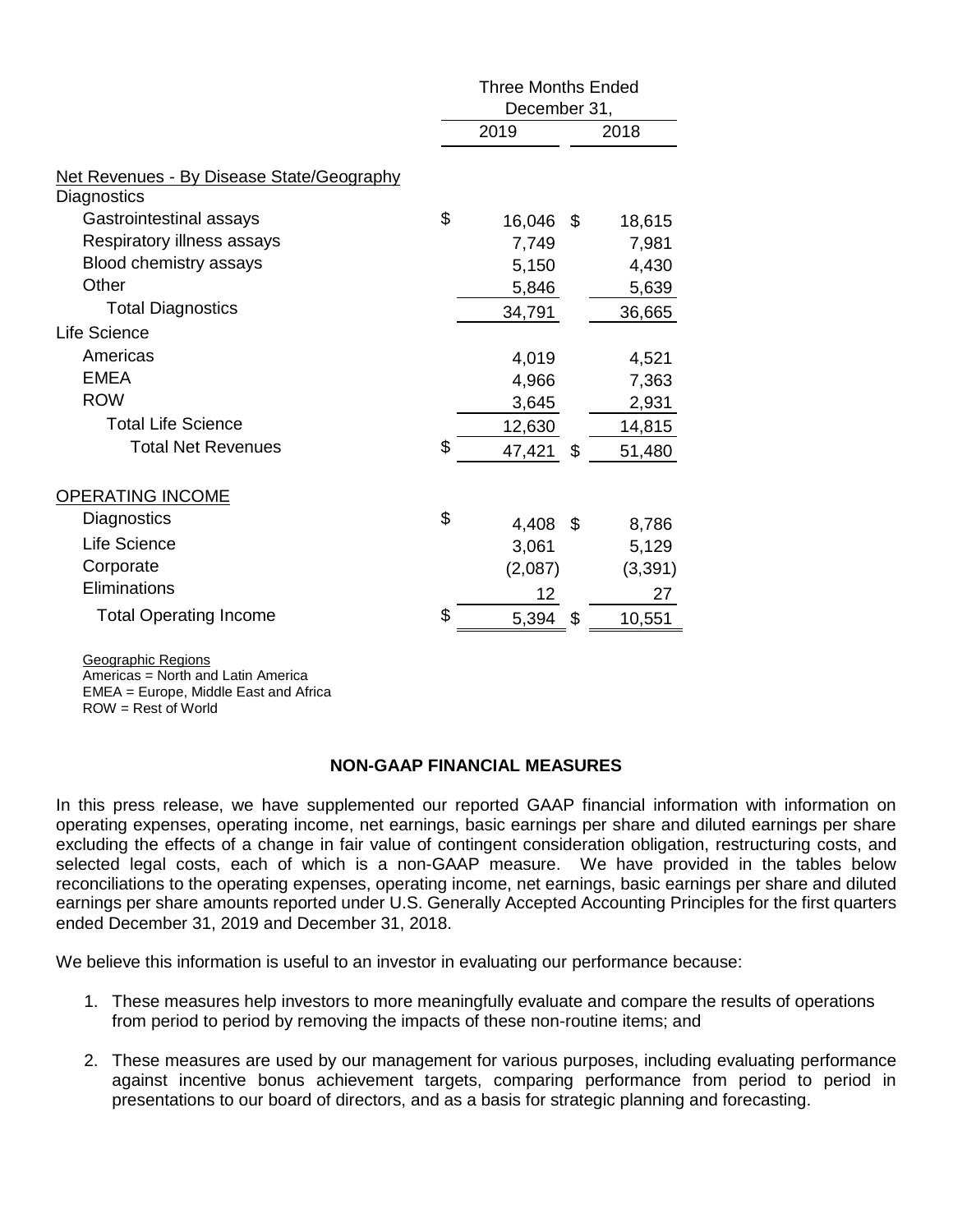| | Three Months Ended December 31, | |
|---|---|---|
| | 2019 | 2018 |
| Net Revenues - By Disease State/Geography | | |
| Diagnostics | | |
| Gastrointestinal assays | $ 16,046 | $ 18,615 |
| Respiratory illness assays | 7,749 | 7,981 |
| Blood chemistry assays | 5,150 | 4,430 |
| Other | 5,846 | 5,639 |
| Total Diagnostics | 34,791 | 36,665 |
| Life Science | | |
| Americas | 4,019 | 4,521 |
| EMEA | 4,966 | 7,363 |
| ROW | 3,645 | 2,931 |
| Total Life Science | 12,630 | 14,815 |
| Total Net Revenues | $ 47,421 | $ 51,480 |
| | | |
| OPERATING INCOME | | |
| Diagnostics | $ 4,408 | $ 8,786 |
| Life Science | 3,061 | 5,129 |
| Corporate | (2,087) | (3,391) |
| Eliminations | 12 | 27 |
| Total Operating Income | $ 5,394 | $ 10,551 |

Geographic Regions
Americas = North and Latin America
EMEA = Europe, Middle East and Africa
ROW = Rest of World

**NON-GAAP FINANCIAL MEASURES**

In this press release, we have supplemented our reported GAAP financial information with information on operating expenses, operating income, net earnings, basic earnings per share and diluted earnings per share excluding the effects of a change in fair value of contingent consideration obligation, restructuring costs, and selected legal costs, each of which is a non-GAAP measure. We have provided in the tables below reconciliations to the operating expenses, operating income, net earnings, basic earnings per share and diluted earnings per share amounts reported under U.S. Generally Accepted Accounting Principles for the first quarters ended December 31, 2019 and December 31, 2018.

We believe this information is useful to an investor in evaluating our performance because:

1. These measures help investors to more meaningfully evaluate and compare the results of operations from period to period by removing the impacts of these non-routine items; and

2. These measures are used by our management for various purposes, including evaluating performance against incentive bonus achievement targets, comparing performance from period to period in presentations to our board of directors, and as a basis for strategic planning and forecasting.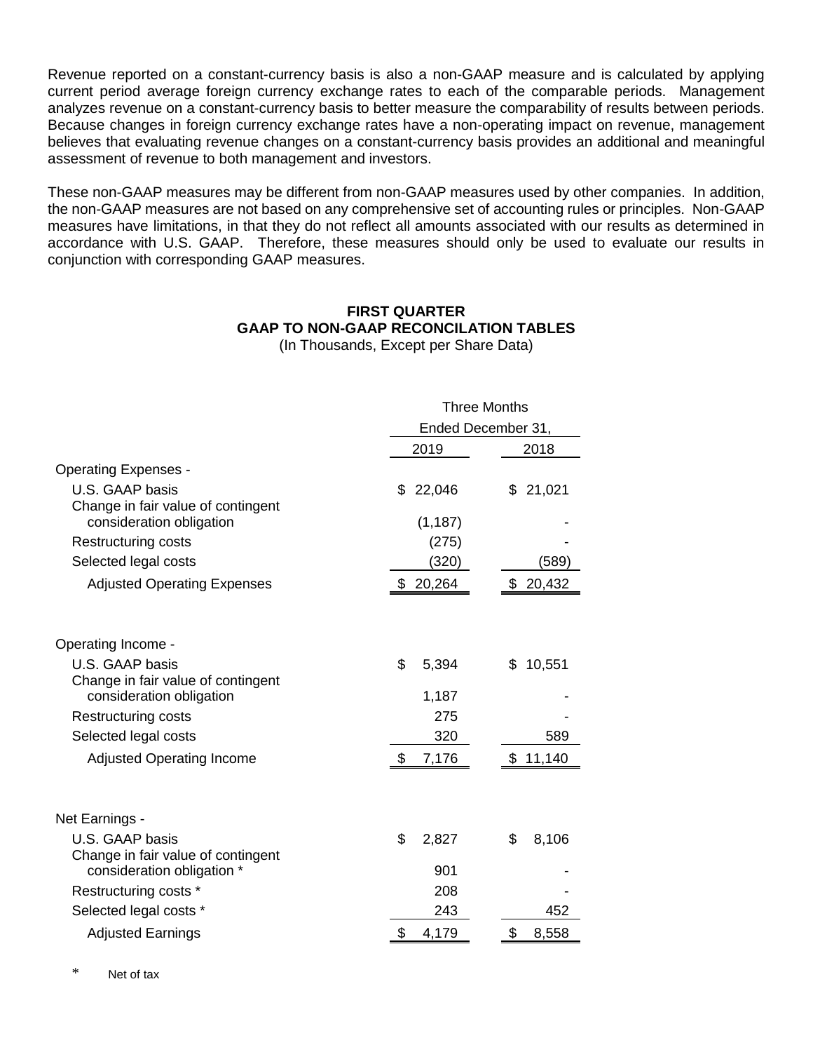Revenue reported on a constant-currency basis is also a non-GAAP measure and is calculated by applying current period average foreign currency exchange rates to each of the comparable periods. Management analyzes revenue on a constant-currency basis to better measure the comparability of results between periods. Because changes in foreign currency exchange rates have a non-operating impact on revenue, management believes that evaluating revenue changes on a constant-currency basis provides an additional and meaningful assessment of revenue to both management and investors.

These non-GAAP measures may be different from non-GAAP measures used by other companies. In addition, the non-GAAP measures are not based on any comprehensive set of accounting rules or principles. Non-GAAP measures have limitations, in that they do not reflect all amounts associated with our results as determined in accordance with U.S. GAAP. Therefore, these measures should only be used to evaluate our results in conjunction with corresponding GAAP measures.

**FIRST QUARTER**
**GAAP TO NON-GAAP RECONCILATION TABLES**
(In Thousands, Except per Share Data)

| | Three Months Ended December 31, | |
|---|---|---|
| | 2019 | 2018 |
| Operating Expenses - | | |
| U.S. GAAP basis | $ 22,046 | $ 21,021 |
| Change in fair value of contingent consideration obligation | (1,187) | - |
| Restructuring costs | (275) | - |
| Selected legal costs | (320) | (589) |
| Adjusted Operating Expenses | $ 20,264 | $ 20,432 |
| | | |
| Operating Income - | | |
| U.S. GAAP basis | $ 5,394 | $ 10,551 |
| Change in fair value of contingent consideration obligation | 1,187 | - |
| Restructuring costs | 275 | - |
| Selected legal costs | 320 | 589 |
| Adjusted Operating Income | $ 7,176 | $ 11,140 |
| | | |
| Net Earnings - | | |
| U.S. GAAP basis | $ 2,827 | $ 8,106 |
| Change in fair value of contingent consideration obligation * | 901 | - |
| Restructuring costs * | 208 | - |
| Selected legal costs * | 243 | 452 |
| Adjusted Earnings | $ 4,179 | $ 8,558 |

\* Net of tax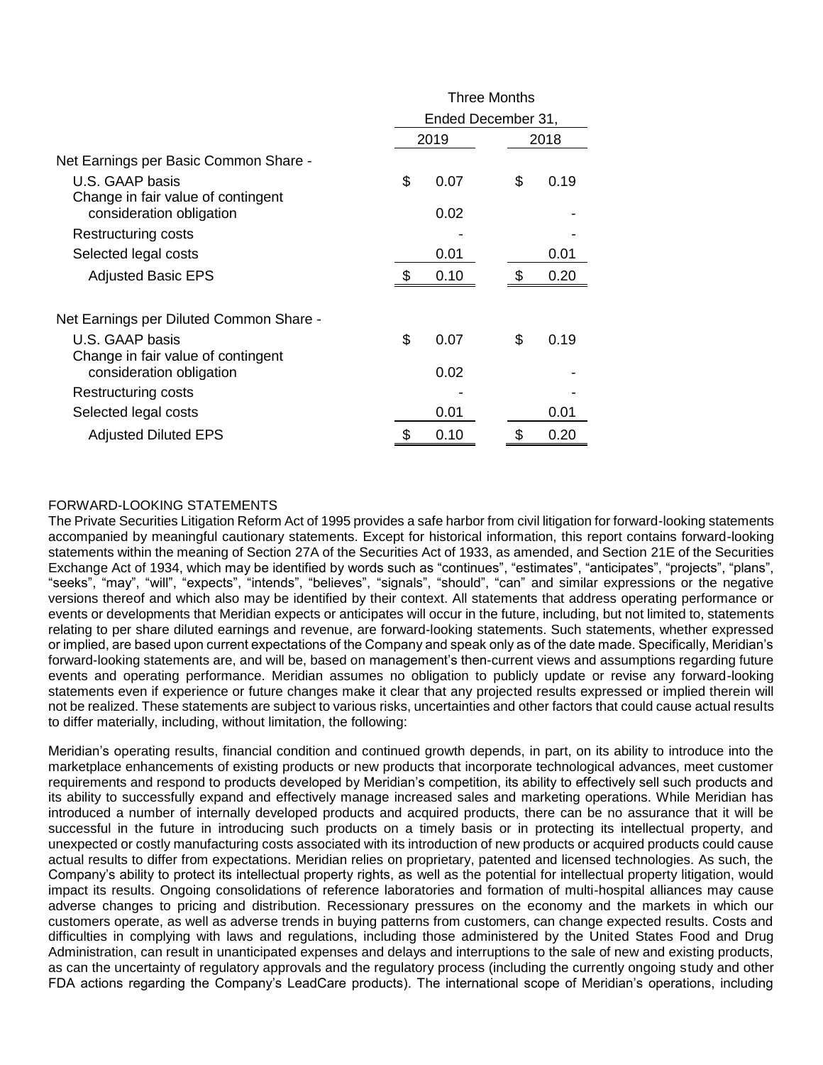| | Three Months Ended December 31, | |
| --- | --- | --- |
| | 2019 | 2018 |
| Net Earnings per Basic Common Share - | | |
| U.S. GAAP basis | $ 0.07 | $ 0.19 |
| Change in fair value of contingent consideration obligation | 0.02 | - |
| Restructuring costs | - | - |
| Selected legal costs | 0.01 | 0.01 |
| Adjusted Basic EPS | $ 0.10 | $ 0.20 |
| | | |
| Net Earnings per Diluted Common Share - | | |
| U.S. GAAP basis | $ 0.07 | $ 0.19 |
| Change in fair value of contingent consideration obligation | 0.02 | - |
| Restructuring costs | - | - |
| Selected legal costs | 0.01 | 0.01 |
| Adjusted Diluted EPS | $ 0.10 | $ 0.20 |

FORWARD-LOOKING STATEMENTS

The Private Securities Litigation Reform Act of 1995 provides a safe harbor from civil litigation for forward-looking statements accompanied by meaningful cautionary statements. Except for historical information, this report contains forward-looking statements within the meaning of Section 27A of the Securities Act of 1933, as amended, and Section 21E of the Securities Exchange Act of 1934, which may be identified by words such as "continues", "estimates", "anticipates", "projects", "plans", "seeks", "may", "will", "expects", "intends", "believes", "signals", "should", "can" and similar expressions or the negative versions thereof and which also may be identified by their context. All statements that address operating performance or events or developments that Meridian expects or anticipates will occur in the future, including, but not limited to, statements relating to per share diluted earnings and revenue, are forward-looking statements. Such statements, whether expressed or implied, are based upon current expectations of the Company and speak only as of the date made. Specifically, Meridian's forward-looking statements are, and will be, based on management's then-current views and assumptions regarding future events and operating performance. Meridian assumes no obligation to publicly update or revise any forward-looking statements even if experience or future changes make it clear that any projected results expressed or implied therein will not be realized. These statements are subject to various risks, uncertainties and other factors that could cause actual results to differ materially, including, without limitation, the following:

Meridian's operating results, financial condition and continued growth depends, in part, on its ability to introduce into the marketplace enhancements of existing products or new products that incorporate technological advances, meet customer requirements and respond to products developed by Meridian's competition, its ability to effectively sell such products and its ability to successfully expand and effectively manage increased sales and marketing operations. While Meridian has introduced a number of internally developed products and acquired products, there can be no assurance that it will be successful in the future in introducing such products on a timely basis or in protecting its intellectual property, and unexpected or costly manufacturing costs associated with its introduction of new products or acquired products could cause actual results to differ from expectations. Meridian relies on proprietary, patented and licensed technologies. As such, the Company's ability to protect its intellectual property rights, as well as the potential for intellectual property litigation, would impact its results. Ongoing consolidations of reference laboratories and formation of multi-hospital alliances may cause adverse changes to pricing and distribution. Recessionary pressures on the economy and the markets in which our customers operate, as well as adverse trends in buying patterns from customers, can change expected results. Costs and difficulties in complying with laws and regulations, including those administered by the United States Food and Drug Administration, can result in unanticipated expenses and delays and interruptions to the sale of new and existing products, as can the uncertainty of regulatory approvals and the regulatory process (including the currently ongoing study and other FDA actions regarding the Company's LeadCare products). The international scope of Meridian's operations, including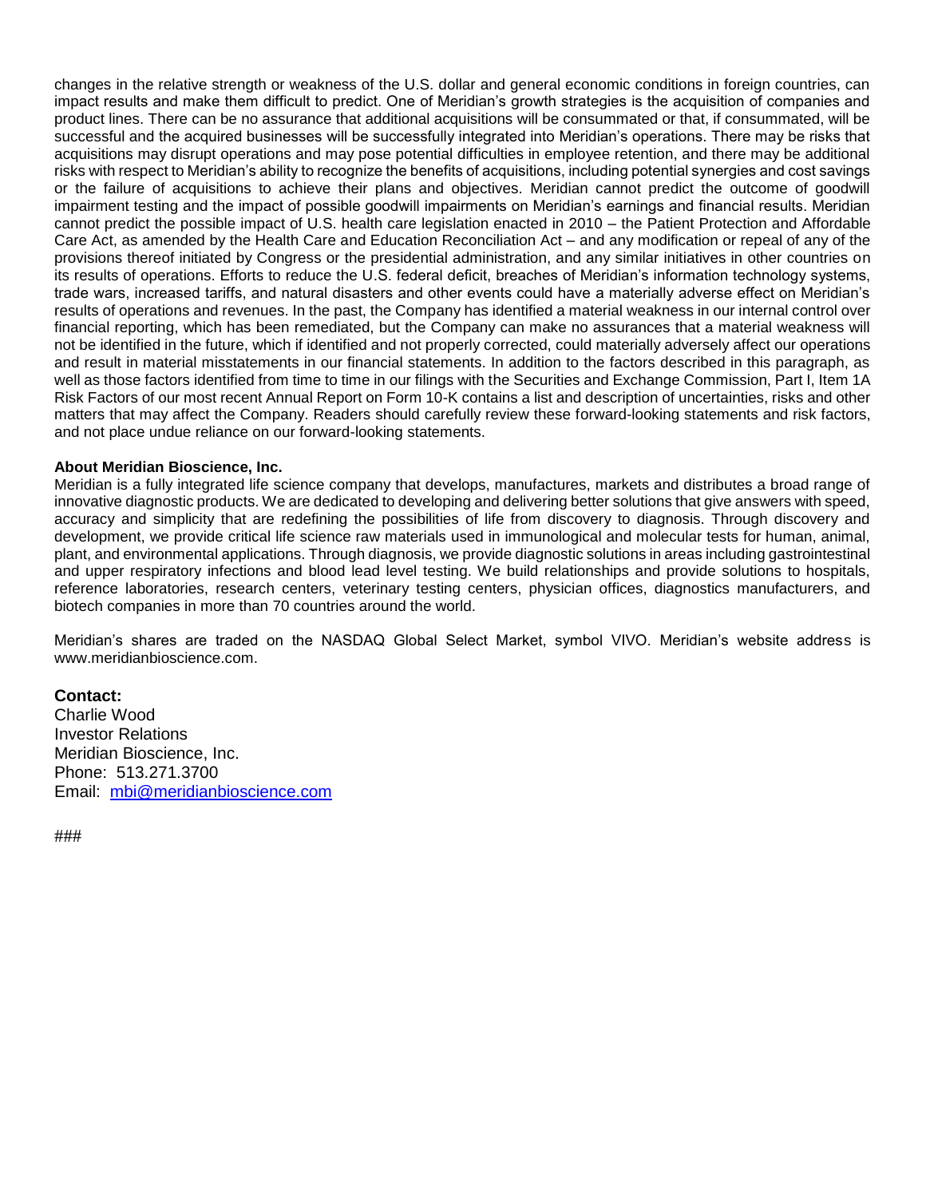changes in the relative strength or weakness of the U.S. dollar and general economic conditions in foreign countries, can impact results and make them difficult to predict. One of Meridian's growth strategies is the acquisition of companies and product lines. There can be no assurance that additional acquisitions will be consummated or that, if consummated, will be successful and the acquired businesses will be successfully integrated into Meridian's operations. There may be risks that acquisitions may disrupt operations and may pose potential difficulties in employee retention, and there may be additional risks with respect to Meridian's ability to recognize the benefits of acquisitions, including potential synergies and cost savings or the failure of acquisitions to achieve their plans and objectives. Meridian cannot predict the outcome of goodwill impairment testing and the impact of possible goodwill impairments on Meridian's earnings and financial results. Meridian cannot predict the possible impact of U.S. health care legislation enacted in 2010 – the Patient Protection and Affordable Care Act, as amended by the Health Care and Education Reconciliation Act – and any modification or repeal of any of the provisions thereof initiated by Congress or the presidential administration, and any similar initiatives in other countries on its results of operations. Efforts to reduce the U.S. federal deficit, breaches of Meridian's information technology systems, trade wars, increased tariffs, and natural disasters and other events could have a materially adverse effect on Meridian's results of operations and revenues. In the past, the Company has identified a material weakness in our internal control over financial reporting, which has been remediated, but the Company can make no assurances that a material weakness will not be identified in the future, which if identified and not properly corrected, could materially adversely affect our operations and result in material misstatements in our financial statements. In addition to the factors described in this paragraph, as well as those factors identified from time to time in our filings with the Securities and Exchange Commission, Part I, Item 1A Risk Factors of our most recent Annual Report on Form 10-K contains a list and description of uncertainties, risks and other matters that may affect the Company. Readers should carefully review these forward-looking statements and risk factors, and not place undue reliance on our forward-looking statements.

**About Meridian Bioscience, Inc.**

Meridian is a fully integrated life science company that develops, manufactures, markets and distributes a broad range of innovative diagnostic products. We are dedicated to developing and delivering better solutions that give answers with speed, accuracy and simplicity that are redefining the possibilities of life from discovery to diagnosis. Through discovery and development, we provide critical life science raw materials used in immunological and molecular tests for human, animal, plant, and environmental applications. Through diagnosis, we provide diagnostic solutions in areas including gastrointestinal and upper respiratory infections and blood lead level testing. We build relationships and provide solutions to hospitals, reference laboratories, research centers, veterinary testing centers, physician offices, diagnostics manufacturers, and biotech companies in more than 70 countries around the world.

Meridian's shares are traded on the NASDAQ Global Select Market, symbol VIVO. Meridian's website address is www.meridianbioscience.com.

**Contact:**

Charlie Wood
Investor Relations
Meridian Bioscience, Inc.
Phone: 513.271.3700
Email: mbi@meridianbioscience.com

###